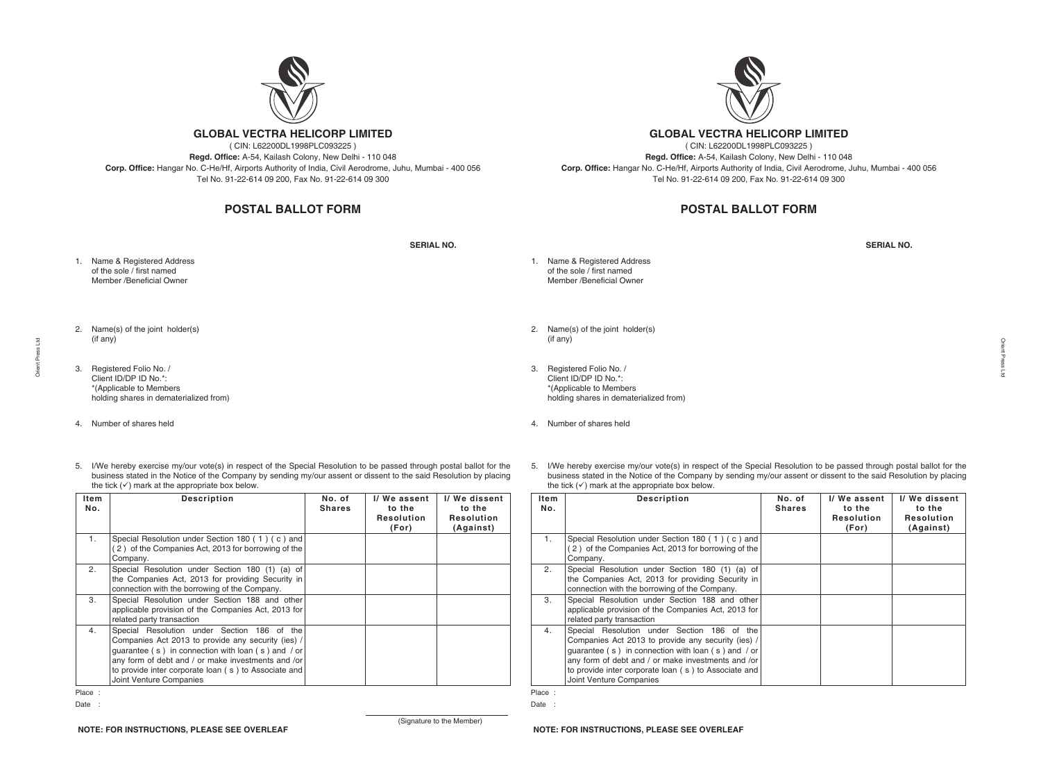## GLOBAL VECTRA HELICORP LIMITED

( CIN: L62200DL1998PLC093225 )

**Regd. Office:** A-54, Kailash Colony, New Delhi - 110 048

**Corp. Office:** Hangar No. C-He/Hf, Airports Authority of India, Civil Aerodrome, Juhu, Mumbai - 400 056

Tel No. 91-22-614 09 200, Fax No. 91-22-614 09 300

## POSTAL BALLOT FORM

**SERIAL NO.**

1. Name & Registered Address of the sole / first named Member /Beneficial Owner

2. Name(s) of the joint holder(s) (if any)

3. Registered Folio No. / Client ID/DP ID No.*: *(Applicable to Members holding shares in dematerialized from)

4. Number of shares held

5. I/We hereby exercise my/our vote(s) in respect of the Special Resolution to be passed through postal ballot for the business stated in the Notice of the Company by sending my/our assent or dissent to the said Resolution by placing the tick (✓) mark at the appropriate box below.

| Item No. | Description | No. of Shares | I/ We assent to the Resolution (For) | I/ We dissent to the Resolution (Against) |
|---|---|---|---|---|
| 1. | Special Resolution under Section 180 ( 1 ) ( c ) and ( 2 ) of the Companies Act, 2013 for borrowing of the Company. | | | |
| 2. | Special Resolution under Section 180 (1) (a) of the Companies Act, 2013 for providing Security in connection with the borrowing of the Company. | | | |
| 3. | Special Resolution under Section 188 and other applicable provision of the Companies Act, 2013 for related party transaction | | | |
| 4. | Special Resolution under Section 186 of the Companies Act 2013 to provide any security (ies) / guarantee ( s ) in connection with loan ( s ) and / or any form of debt and / or make investments and /or to provide inter corporate loan ( s ) to Associate and Joint Venture Companies | | | |

Place :

Date :

(Signature to the Member)

**NOTE: FOR INSTRUCTIONS, PLEASE SEE OVERLEAF**

## GLOBAL VECTRA HELICORP LIMITED

( CIN: L62200DL1998PLC093225 )

**Regd. Office:** A-54, Kailash Colony, New Delhi - 110 048

**Corp. Office:** Hangar No. C-He/Hf, Airports Authority of India, Civil Aerodrome, Juhu, Mumbai - 400 056

Tel No. 91-22-614 09 200, Fax No. 91-22-614 09 300

## POSTAL BALLOT FORM

**SERIAL NO.**

1. Name & Registered Address of the sole / first named Member /Beneficial Owner

2. Name(s) of the joint holder(s) (if any)

3. Registered Folio No. / Client ID/DP ID No.*: *(Applicable to Members holding shares in dematerialized from)

4. Number of shares held

5. I/We hereby exercise my/our vote(s) in respect of the Special Resolution to be passed through postal ballot for the business stated in the Notice of the Company by sending my/our assent or dissent to the said Resolution by placing the tick (✓) mark at the appropriate box below.

| Item No. | Description | No. of Shares | I/ We assent to the Resolution (For) | I/ We dissent to the Resolution (Against) |
|---|---|---|---|---|
| 1. | Special Resolution under Section 180 ( 1 ) ( c ) and ( 2 ) of the Companies Act, 2013 for borrowing of the Company. | | | |
| 2. | Special Resolution under Section 180 (1) (a) of the Companies Act, 2013 for providing Security in connection with the borrowing of the Company. | | | |
| 3. | Special Resolution under Section 188 and other applicable provision of the Companies Act, 2013 for related party transaction | | | |
| 4. | Special Resolution under Section 186 of the Companies Act 2013 to provide any security (ies) / guarantee ( s ) in connection with loan ( s ) and / or any form of debt and / or make investments and /or to provide inter corporate loan ( s ) to Associate and Joint Venture Companies | | | |

Place :

Date :

**NOTE: FOR INSTRUCTIONS, PLEASE SEE OVERLEAF**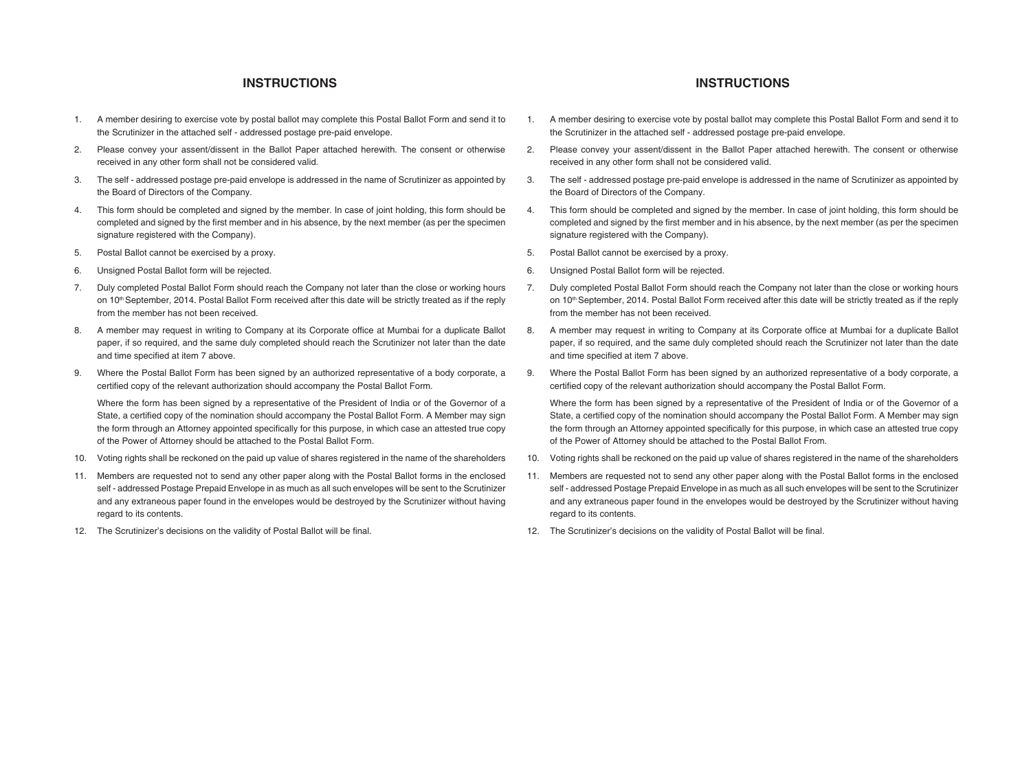## INSTRUCTIONS

1. A member desiring to exercise vote by postal ballot may complete this Postal Ballot Form and send it to the Scrutinizer in the attached self - addressed postage pre-paid envelope.
2. Please convey your assent/dissent in the Ballot Paper attached herewith. The consent or otherwise received in any other form shall not be considered valid.
3. The self - addressed postage pre-paid envelope is addressed in the name of Scrutinizer as appointed by the Board of Directors of the Company.
4. This form should be completed and signed by the member. In case of joint holding, this form should be completed and signed by the first member and in his absence, by the next member (as per the specimen signature registered with the Company).
5. Postal Ballot cannot be exercised by a proxy.
6. Unsigned Postal Ballot form will be rejected.
7. Duly completed Postal Ballot Form should reach the Company not later than the close or working hours on 10th September, 2014. Postal Ballot Form received after this date will be strictly treated as if the reply from the member has not been received.
8. A member may request in writing to Company at its Corporate office at Mumbai for a duplicate Ballot paper, if so required, and the same duly completed should reach the Scrutinizer not later than the date and time specified at item 7 above.
9. Where the Postal Ballot Form has been signed by an authorized representative of a body corporate, a certified copy of the relevant authorization should accompany the Postal Ballot Form.

   Where the form has been signed by a representative of the President of India or of the Governor of a State, a certified copy of the nomination should accompany the Postal Ballot Form. A Member may sign the form through an Attorney appointed specifically for this purpose, in which case an attested true copy of the Power of Attorney should be attached to the Postal Ballot Form.
10. Voting rights shall be reckoned on the paid up value of shares registered in the name of the shareholders
11. Members are requested not to send any other paper along with the Postal Ballot forms in the enclosed self - addressed Postage Prepaid Envelope in as much as all such envelopes will be sent to the Scrutinizer and any extraneous paper found in the envelopes would be destroyed by the Scrutinizer without having regard to its contents.
12. The Scrutinizer's decisions on the validity of Postal Ballot will be final.

## INSTRUCTIONS

1. A member desiring to exercise vote by postal ballot may complete this Postal Ballot Form and send it to the Scrutinizer in the attached self - addressed postage pre-paid envelope.
2. Please convey your assent/dissent in the Ballot Paper attached herewith. The consent or otherwise received in any other form shall not be considered valid.
3. The self - addressed postage pre-paid envelope is addressed in the name of Scrutinizer as appointed by the Board of Directors of the Company.
4. This form should be completed and signed by the member. In case of joint holding, this form should be completed and signed by the first member and in his absence, by the next member (as per the specimen signature registered with the Company).
5. Postal Ballot cannot be exercised by a proxy.
6. Unsigned Postal Ballot form will be rejected.
7. Duly completed Postal Ballot Form should reach the Company not later than the close or working hours on 10th September, 2014. Postal Ballot Form received after this date will be strictly treated as if the reply from the member has not been received.
8. A member may request in writing to Company at its Corporate office at Mumbai for a duplicate Ballot paper, if so required, and the same duly completed should reach the Scrutinizer not later than the date and time specified at item 7 above.
9. Where the Postal Ballot Form has been signed by an authorized representative of a body corporate, a certified copy of the relevant authorization should accompany the Postal Ballot Form.

   Where the form has been signed by a representative of the President of India or of the Governor of a State, a certified copy of the nomination should accompany the Postal Ballot Form. A Member may sign the form through an Attorney appointed specifically for this purpose, in which case an attested true copy of the Power of Attorney should be attached to the Postal Ballot From.
10. Voting rights shall be reckoned on the paid up value of shares registered in the name of the shareholders
11. Members are requested not to send any other paper along with the Postal Ballot forms in the enclosed self - addressed Postage Prepaid Envelope in as much as all such envelopes will be sent to the Scrutinizer and any extraneous paper found in the envelopes would be destroyed by the Scrutinizer without having regard to its contents.
12. The Scrutinizer's decisions on the validity of Postal Ballot will be final.